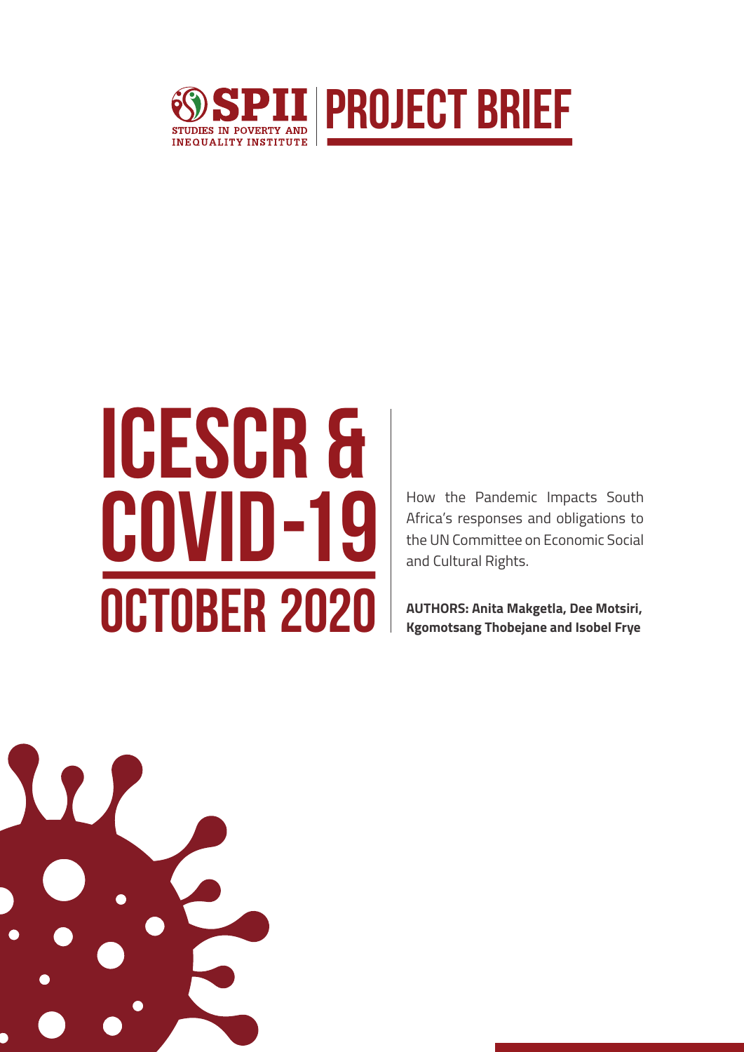SPII STUDIES IN POVERTY AND INEQUALITY INSTITUTE

# PROJECT BRIEF

# ICESCR & COVID-19

## OCTOBER 2020

How the Pandemic Impacts South Africa's responses and obligations to the UN Committee on Economic Social and Cultural Rights.

**AUTHORS: Anita Makgetla, Dee Motsiri, Kgomotsang Thobejane and Isobel Frye**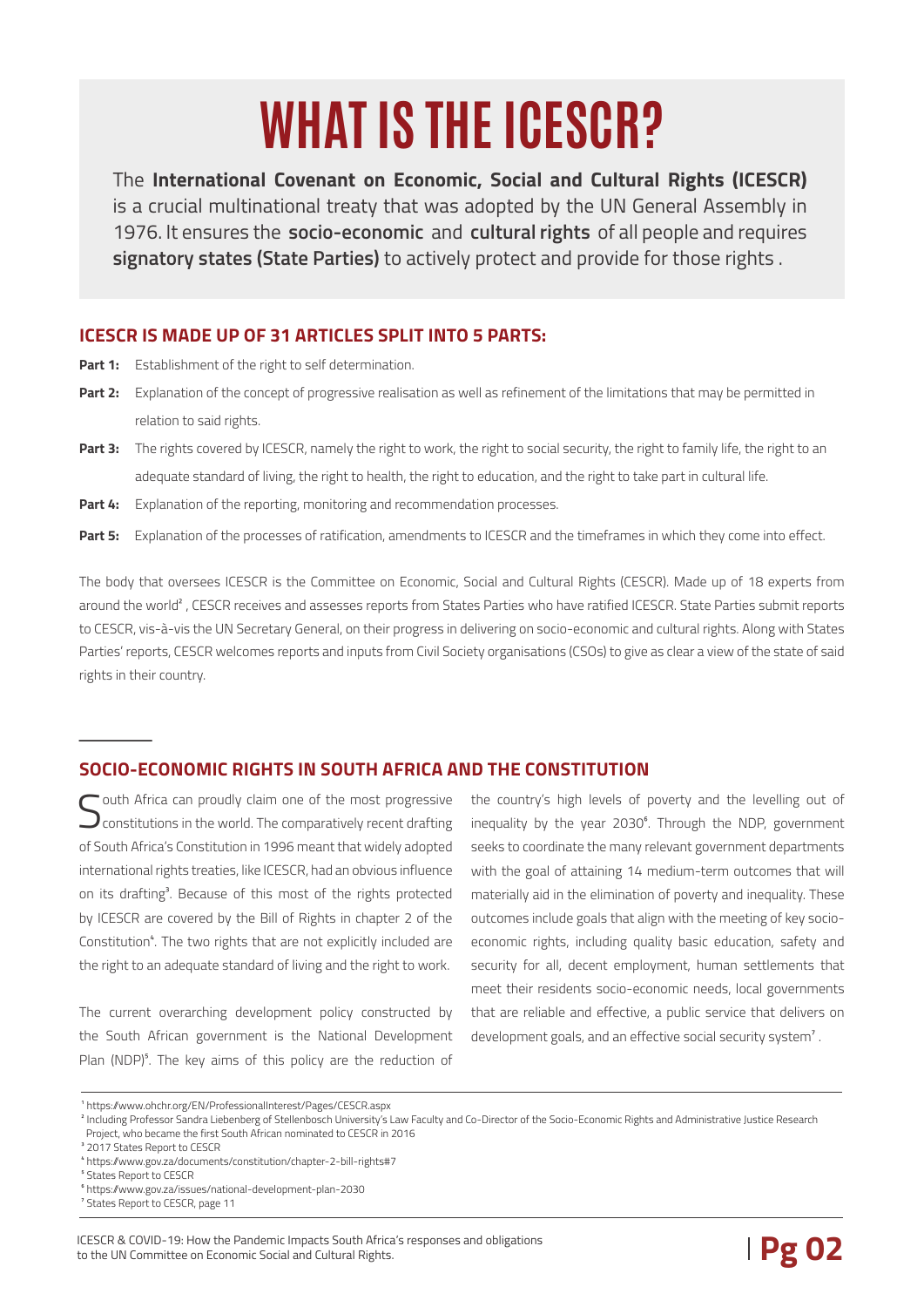# WHAT IS THE ICESCR?

The **International Covenant on Economic, Social and Cultural Rights (ICESCR)** is a crucial multinational treaty that was adopted by the UN General Assembly in 1976. It ensures the **socio-economic** and **cultural rights** of all people and requires **signatory states (State Parties)** to actively protect and provide for those rights .

## ICESCR IS MADE UP OF 31 ARTICLES SPLIT INTO 5 PARTS:

**Part 1:** Establishment of the right to self determination.

**Part 2:** Explanation of the concept of progressive realisation as well as refinement of the limitations that may be permitted in relation to said rights.

**Part 3:** The rights covered by ICESCR, namely the right to work, the right to social security, the right to family life, the right to an adequate standard of living, the right to health, the right to education, and the right to take part in cultural life.

**Part 4:** Explanation of the reporting, monitoring and recommendation processes.

**Part 5:** Explanation of the processes of ratification, amendments to ICESCR and the timeframes in which they come into effect.

The body that oversees ICESCR is the Committee on Economic, Social and Cultural Rights (CESCR). Made up of 18 experts from around the world[2] , CESCR receives and assesses reports from States Parties who have ratified ICESCR. State Parties submit reports to CESCR, vis-à-vis the UN Secretary General, on their progress in delivering on socio-economic and cultural rights. Along with States Parties' reports, CESCR welcomes reports and inputs from Civil Society organisations (CSOs) to give as clear a view of the state of said rights in their country.

## SOCIO-ECONOMIC RIGHTS IN SOUTH AFRICA AND THE CONSTITUTION

South Africa can proudly claim one of the most progressive constitutions in the world. The comparatively recent drafting of South Africa's Constitution in 1996 meant that widely adopted international rights treaties, like ICESCR, had an obvious influence on its drafting[3]. Because of this most of the rights protected by ICESCR are covered by the Bill of Rights in chapter 2 of the Constitution[4]. The two rights that are not explicitly included are the right to an adequate standard of living and the right to work.

The current overarching development policy constructed by the South African government is the National Development Plan (NDP)[5]. The key aims of this policy are the reduction of the country's high levels of poverty and the levelling out of inequality by the year 2030[6]. Through the NDP, government seeks to coordinate the many relevant government departments with the goal of attaining 14 medium-term outcomes that will materially aid in the elimination of poverty and inequality. These outcomes include goals that align with the meeting of key socio-economic rights, including quality basic education, safety and security for all, decent employment, human settlements that meet their residents socio-economic needs, local governments that are reliable and effective, a public service that delivers on development goals, and an effective social security system[7] .

---

[1] https://www.ohchr.org/EN/ProfessionalInterest/Pages/CESCR.aspx

[2] Including Professor Sandra Liebenberg of Stellenbosch University's Law Faculty and Co-Director of the Socio-Economic Rights and Administrative Justice Research Project, who became the first South African nominated to CESCR in 2016

[3] 2017 States Report to CESCR

[4] https://www.gov.za/documents/constitution/chapter-2-bill-rights#7

[5] States Report to CESCR

[6] https://www.gov.za/issues/national-development-plan-2030

[7] States Report to CESCR, page 11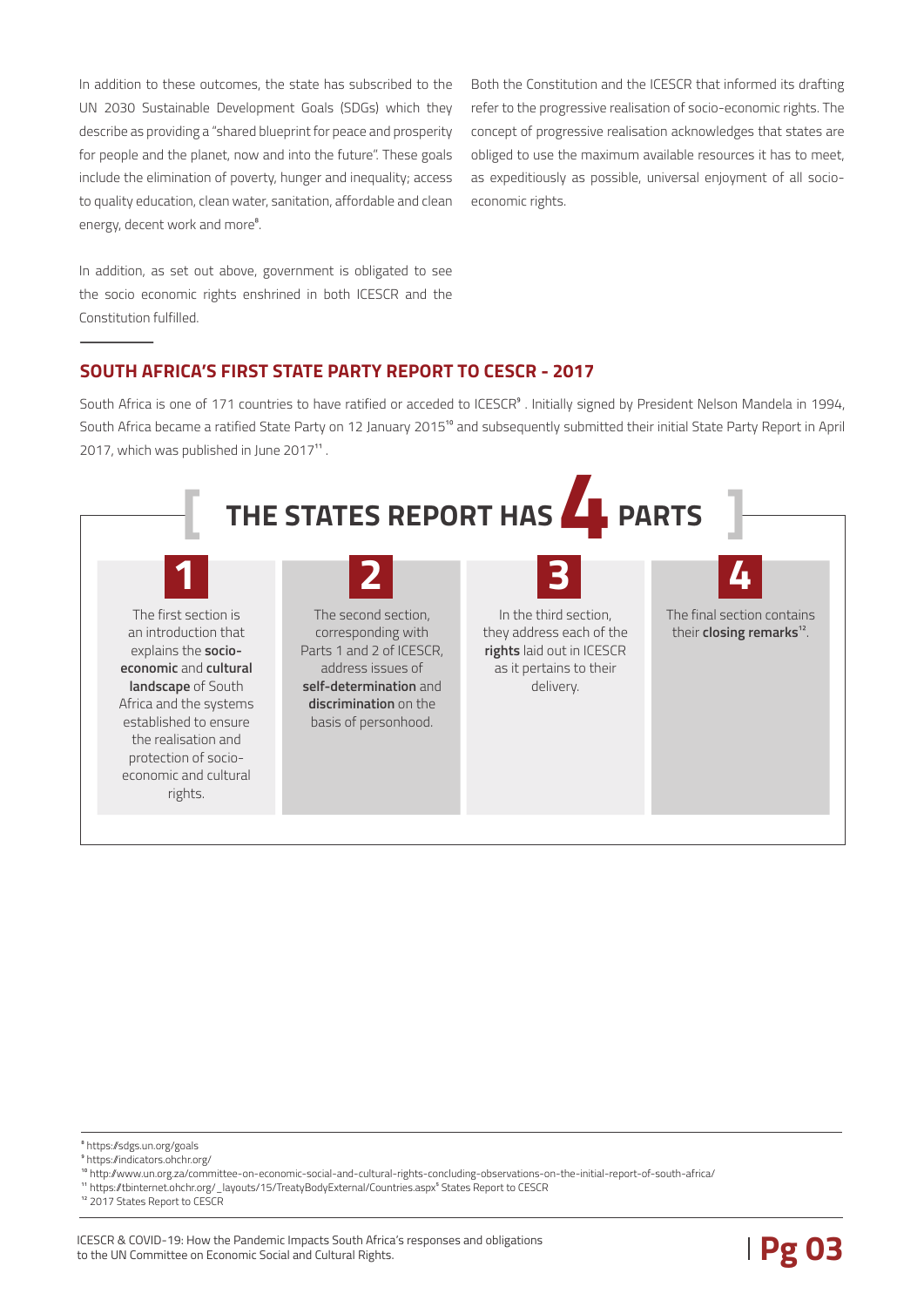In addition to these outcomes, the state has subscribed to the UN 2030 Sustainable Development Goals (SDGs) which they describe as providing a "shared blueprint for peace and prosperity for people and the planet, now and into the future". These goals include the elimination of poverty, hunger and inequality; access to quality education, clean water, sanitation, affordable and clean energy, decent work and more[8].

In addition, as set out above, government is obligated to see the socio economic rights enshrined in both ICESCR and the Constitution fulfilled.

Both the Constitution and the ICESCR that informed its drafting refer to the progressive realisation of socio-economic rights. The concept of progressive realisation acknowledges that states are obliged to use the maximum available resources it has to meet, as expeditiously as possible, universal enjoyment of all socio-economic rights.

## SOUTH AFRICA'S FIRST STATE PARTY REPORT TO CESCR - 2017

South Africa is one of 171 countries to have ratified or acceded to ICESCR[9]. Initially signed by President Nelson Mandela in 1994, South Africa became a ratified State Party on 12 January 2015[10] and subsequently submitted their initial State Party Report in April 2017, which was published in June 2017[11].

### THE STATES REPORT HAS 4 PARTS

**1** The first section is an introduction that explains the **socio-economic** and **cultural landscape** of South Africa and the systems established to ensure the realisation and protection of socio-economic and cultural rights.

**2** The second section, corresponding with Parts 1 and 2 of ICESCR, address issues of **self-determination** and **discrimination** on the basis of personhood.

**3** In the third section, they address each of the **rights** laid out in ICESCR as it pertains to their delivery.

**4** The final section contains their **closing remarks**[12].

---

[8] https://sdgs.un.org/goals
[9] https://indicators.ohchr.org/
[10] http://www.un.org.za/committee-on-economic-social-and-cultural-rights-concluding-observations-on-the-initial-report-of-south-africa/
[11] https://tbinternet.ohchr.org/_layouts/15/TreatyBodyExternal/Countries.aspx States Report to CESCR
[12] 2017 States Report to CESCR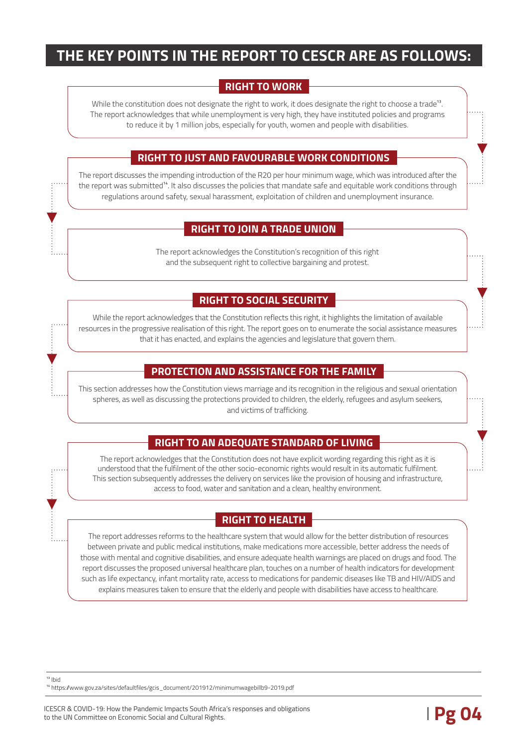# THE KEY POINTS IN THE REPORT TO CESCR ARE AS FOLLOWS:

## RIGHT TO WORK

While the constitution does not designate the right to work, it does designate the right to choose a trade[13]. The report acknowledges that while unemployment is very high, they have instituted policies and programs to reduce it by 1 million jobs, especially for youth, women and people with disabilities.

## RIGHT TO JUST AND FAVOURABLE WORK CONDITIONS

The report discusses the impending introduction of the R20 per hour minimum wage, which was introduced after the the report was submitted[14]. It also discusses the policies that mandate safe and equitable work conditions through regulations around safety, sexual harassment, exploitation of children and unemployment insurance.

## RIGHT TO JOIN A TRADE UNION

The report acknowledges the Constitution's recognition of this right and the subsequent right to collective bargaining and protest.

## RIGHT TO SOCIAL SECURITY

While the report acknowledges that the Constitution reflects this right, it highlights the limitation of available resources in the progressive realisation of this right. The report goes on to enumerate the social assistance measures that it has enacted, and explains the agencies and legislature that govern them.

## PROTECTION AND ASSISTANCE FOR THE FAMILY

This section addresses how the Constitution views marriage and its recognition in the religious and sexual orientation spheres, as well as discussing the protections provided to children, the elderly, refugees and asylum seekers, and victims of trafficking.

## RIGHT TO AN ADEQUATE STANDARD OF LIVING

The report acknowledges that the Constitution does not have explicit wording regarding this right as it is understood that the fulfilment of the other socio-economic rights would result in its automatic fulfilment. This section subsequently addresses the delivery on services like the provision of housing and infrastructure, access to food, water and sanitation and a clean, healthy environment.

## RIGHT TO HEALTH

The report addresses reforms to the healthcare system that would allow for the better distribution of resources between private and public medical institutions, make medications more accessible, better address the needs of those with mental and cognitive disabilities, and ensure adequate health warnings are placed on drugs and food. The report discusses the proposed universal healthcare plan, touches on a number of health indicators for development such as life expectancy, infant mortality rate, access to medications for pandemic diseases like TB and HIV/AIDS and explains measures taken to ensure that the elderly and people with disabilities have access to healthcare.

---

[13] Ibid

[14] https://www.gov.za/sites/defaultfiles/gcis_document/201912/minimumwagebillb9-2019.pdf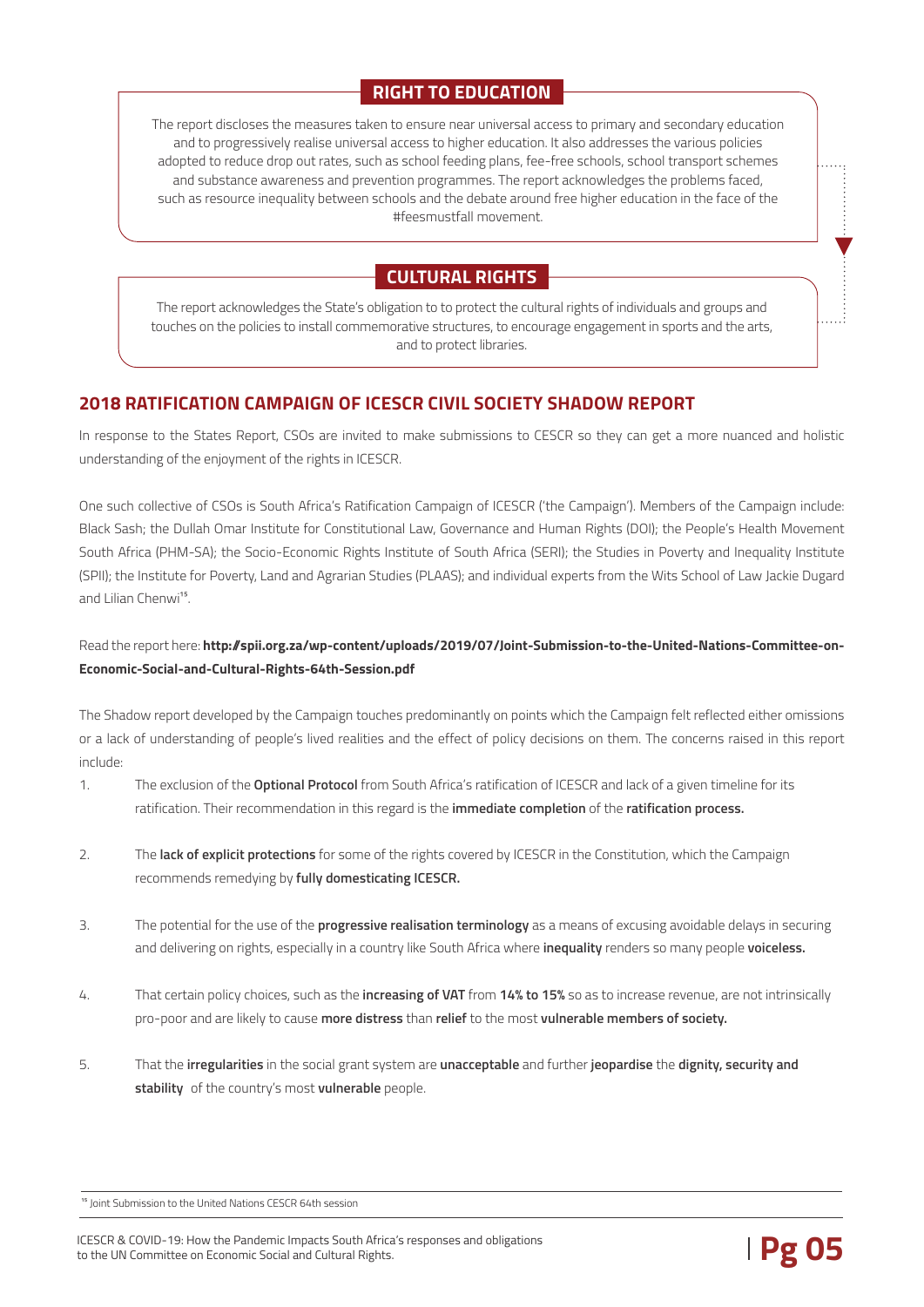## RIGHT TO EDUCATION

The report discloses the measures taken to ensure near universal access to primary and secondary education and to progressively realise universal access to higher education. It also addresses the various policies adopted to reduce drop out rates, such as school feeding plans, fee-free schools, school transport schemes and substance awareness and prevention programmes. The report acknowledges the problems faced, such as resource inequality between schools and the debate around free higher education in the face of the #feesmustfall movement.

## CULTURAL RIGHTS

The report acknowledges the State's obligation to to protect the cultural rights of individuals and groups and touches on the policies to install commemorative structures, to encourage engagement in sports and the arts, and to protect libraries.

## 2018 RATIFICATION CAMPAIGN OF ICESCR CIVIL SOCIETY SHADOW REPORT

In response to the States Report, CSOs are invited to make submissions to CESCR so they can get a more nuanced and holistic understanding of the enjoyment of the rights in ICESCR.

One such collective of CSOs is South Africa's Ratification Campaign of ICESCR ('the Campaign'). Members of the Campaign include: Black Sash; the Dullah Omar Institute for Constitutional Law, Governance and Human Rights (DOI); the People's Health Movement South Africa (PHM-SA); the Socio-Economic Rights Institute of South Africa (SERI); the Studies in Poverty and Inequality Institute (SPII); the Institute for Poverty, Land and Agrarian Studies (PLAAS); and individual experts from the Wits School of Law Jackie Dugard and Lilian Chenwi[15].

Read the report here: **http://spii.org.za/wp-content/uploads/2019/07/Joint-Submission-to-the-United-Nations-Committee-on-Economic-Social-and-Cultural-Rights-64th-Session.pdf**

The Shadow report developed by the Campaign touches predominantly on points which the Campaign felt reflected either omissions or a lack of understanding of people's lived realities and the effect of policy decisions on them. The concerns raised in this report include:

1. The exclusion of the **Optional Protocol** from South Africa's ratification of ICESCR and lack of a given timeline for its ratification. Their recommendation in this regard is the **immediate completion** of the **ratification process.**

2. The **lack of explicit protections** for some of the rights covered by ICESCR in the Constitution, which the Campaign recommends remedying by **fully domesticating ICESCR.**

3. The potential for the use of the **progressive realisation terminology** as a means of excusing avoidable delays in securing and delivering on rights, especially in a country like South Africa where **inequality** renders so many people **voiceless.**

4. That certain policy choices, such as the **increasing of VAT** from **14% to 15%** so as to increase revenue, are not intrinsically pro-poor and are likely to cause **more distress** than **relief** to the most **vulnerable members of society.**

5. That the **irregularities** in the social grant system are **unacceptable** and further **jeopardise** the **dignity, security and stability** of the country's most **vulnerable** people.

[15] Joint Submission to the United Nations CESCR 64th session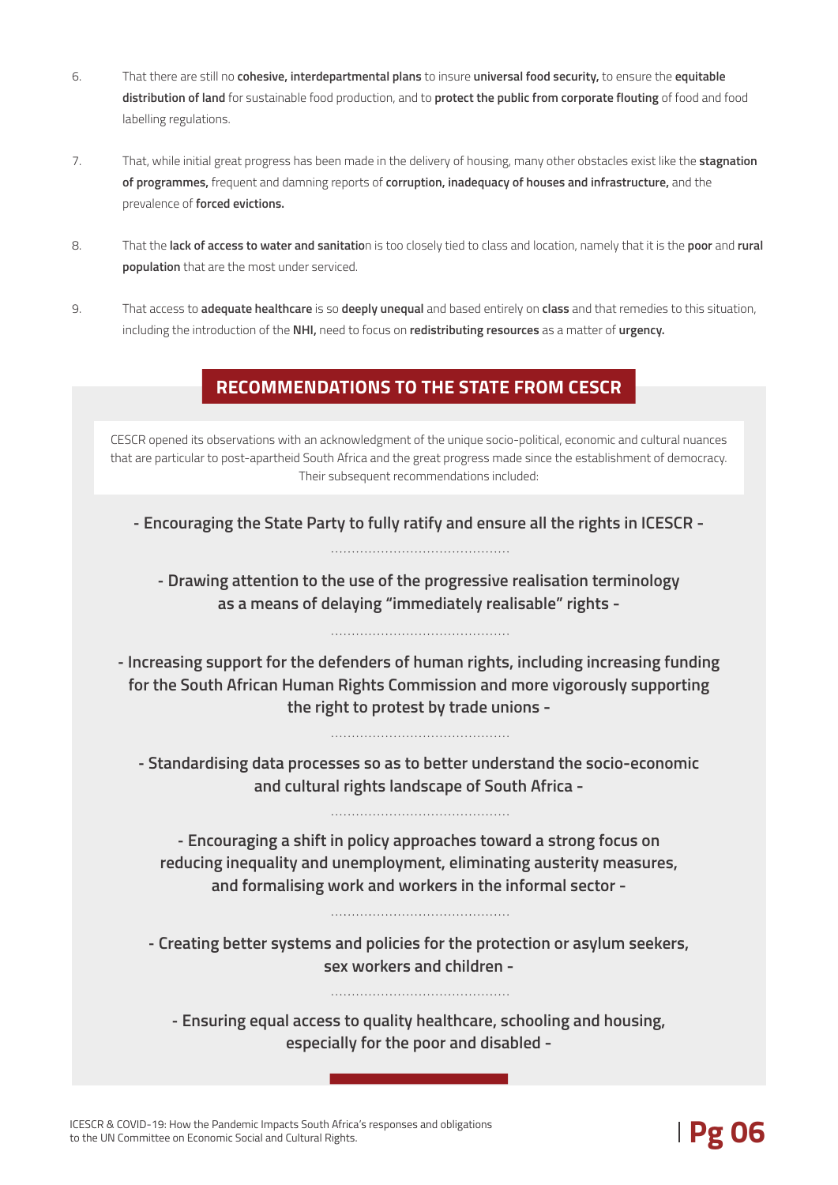6. That there are still no **cohesive, interdepartmental plans** to insure **universal food security,** to ensure the **equitable distribution of land** for sustainable food production, and to **protect the public from corporate flouting** of food and food labelling regulations.

7. That, while initial great progress has been made in the delivery of housing, many other obstacles exist like the **stagnation of programmes,** frequent and damning reports of **corruption, inadequacy of houses and infrastructure,** and the prevalence of **forced evictions.**

8. That the **lack of access to water and sanitatio**n is too closely tied to class and location, namely that it is the **poor** and **rural population** that are the most under serviced.

9. That access to **adequate healthcare** is so **deeply unequal** and based entirely on **class** and that remedies to this situation, including the introduction of the **NHI,** need to focus on **redistributing resources** as a matter of **urgency.**

## RECOMMENDATIONS TO THE STATE FROM CESCR

CESCR opened its observations with an acknowledgment of the unique socio-political, economic and cultural nuances that are particular to post-apartheid South Africa and the great progress made since the establishment of democracy. Their subsequent recommendations included:

**- Encouraging the State Party to fully ratify and ensure all the rights in ICESCR -**

**- Drawing attention to the use of the progressive realisation terminology as a means of delaying "immediately realisable" rights -**

**- Increasing support for the defenders of human rights, including increasing funding for the South African Human Rights Commission and more vigorously supporting the right to protest by trade unions -**

**- Standardising data processes so as to better understand the socio-economic and cultural rights landscape of South Africa -**

**- Encouraging a shift in policy approaches toward a strong focus on reducing inequality and unemployment, eliminating austerity measures, and formalising work and workers in the informal sector -**

**- Creating better systems and policies for the protection or asylum seekers, sex workers and children -**

**- Ensuring equal access to quality healthcare, schooling and housing, especially for the poor and disabled -**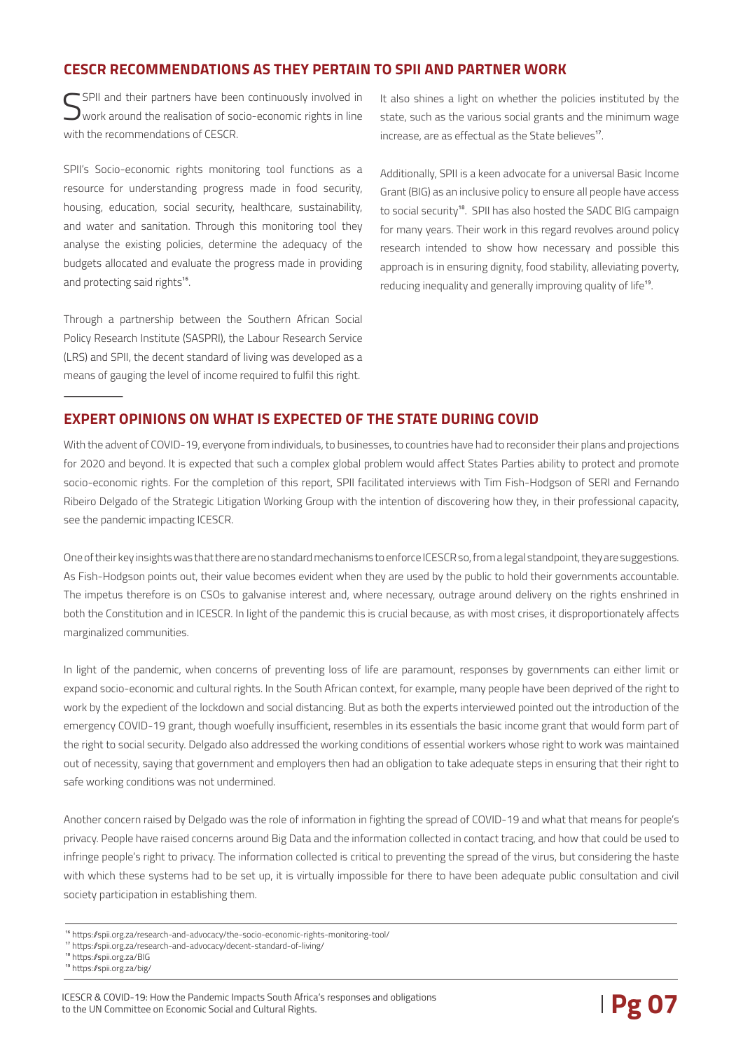## CESCR RECOMMENDATIONS AS THEY PERTAIN TO SPII AND PARTNER WORK

SPII and their partners have been continuously involved in work around the realisation of socio-economic rights in line with the recommendations of CESCR.

SPII's Socio-economic rights monitoring tool functions as a resource for understanding progress made in food security, housing, education, social security, healthcare, sustainability, and water and sanitation. Through this monitoring tool they analyse the existing policies, determine the adequacy of the budgets allocated and evaluate the progress made in providing and protecting said rights[16].

Through a partnership between the Southern African Social Policy Research Institute (SASPRI), the Labour Research Service (LRS) and SPII, the decent standard of living was developed as a means of gauging the level of income required to fulfil this right.

It also shines a light on whether the policies instituted by the state, such as the various social grants and the minimum wage increase, are as effectual as the State believes[17].

Additionally, SPII is a keen advocate for a universal Basic Income Grant (BIG) as an inclusive policy to ensure all people have access to social security[18]. SPII has also hosted the SADC BIG campaign for many years. Their work in this regard revolves around policy research intended to show how necessary and possible this approach is in ensuring dignity, food stability, alleviating poverty, reducing inequality and generally improving quality of life[19].

## EXPERT OPINIONS ON WHAT IS EXPECTED OF THE STATE DURING COVID

With the advent of COVID-19, everyone from individuals, to businesses, to countries have had to reconsider their plans and projections for 2020 and beyond. It is expected that such a complex global problem would affect States Parties ability to protect and promote socio-economic rights. For the completion of this report, SPII facilitated interviews with Tim Fish-Hodgson of SERI and Fernando Ribeiro Delgado of the Strategic Litigation Working Group with the intention of discovering how they, in their professional capacity, see the pandemic impacting ICESCR.

One of their key insights was that there are no standard mechanisms to enforce ICESCR so, from a legal standpoint, they are suggestions. As Fish-Hodgson points out, their value becomes evident when they are used by the public to hold their governments accountable. The impetus therefore is on CSOs to galvanise interest and, where necessary, outrage around delivery on the rights enshrined in both the Constitution and in ICESCR. In light of the pandemic this is crucial because, as with most crises, it disproportionately affects marginalized communities.

In light of the pandemic, when concerns of preventing loss of life are paramount, responses by governments can either limit or expand socio-economic and cultural rights. In the South African context, for example, many people have been deprived of the right to work by the expedient of the lockdown and social distancing. But as both the experts interviewed pointed out the introduction of the emergency COVID-19 grant, though woefully insufficient, resembles in its essentials the basic income grant that would form part of the right to social security. Delgado also addressed the working conditions of essential workers whose right to work was maintained out of necessity, saying that government and employers then had an obligation to take adequate steps in ensuring that their right to safe working conditions was not undermined.

Another concern raised by Delgado was the role of information in fighting the spread of COVID-19 and what that means for people's privacy. People have raised concerns around Big Data and the information collected in contact tracing, and how that could be used to infringe people's right to privacy. The information collected is critical to preventing the spread of the virus, but considering the haste with which these systems had to be set up, it is virtually impossible for there to have been adequate public consultation and civil society participation in establishing them.

---

[16] https://spii.org.za/research-and-advocacy/the-socio-economic-rights-monitoring-tool/
[17] https://spii.org.za/research-and-advocacy/decent-standard-of-living/
[18] https://spii.org.za/BIG
[19] https://spii.org.za/big/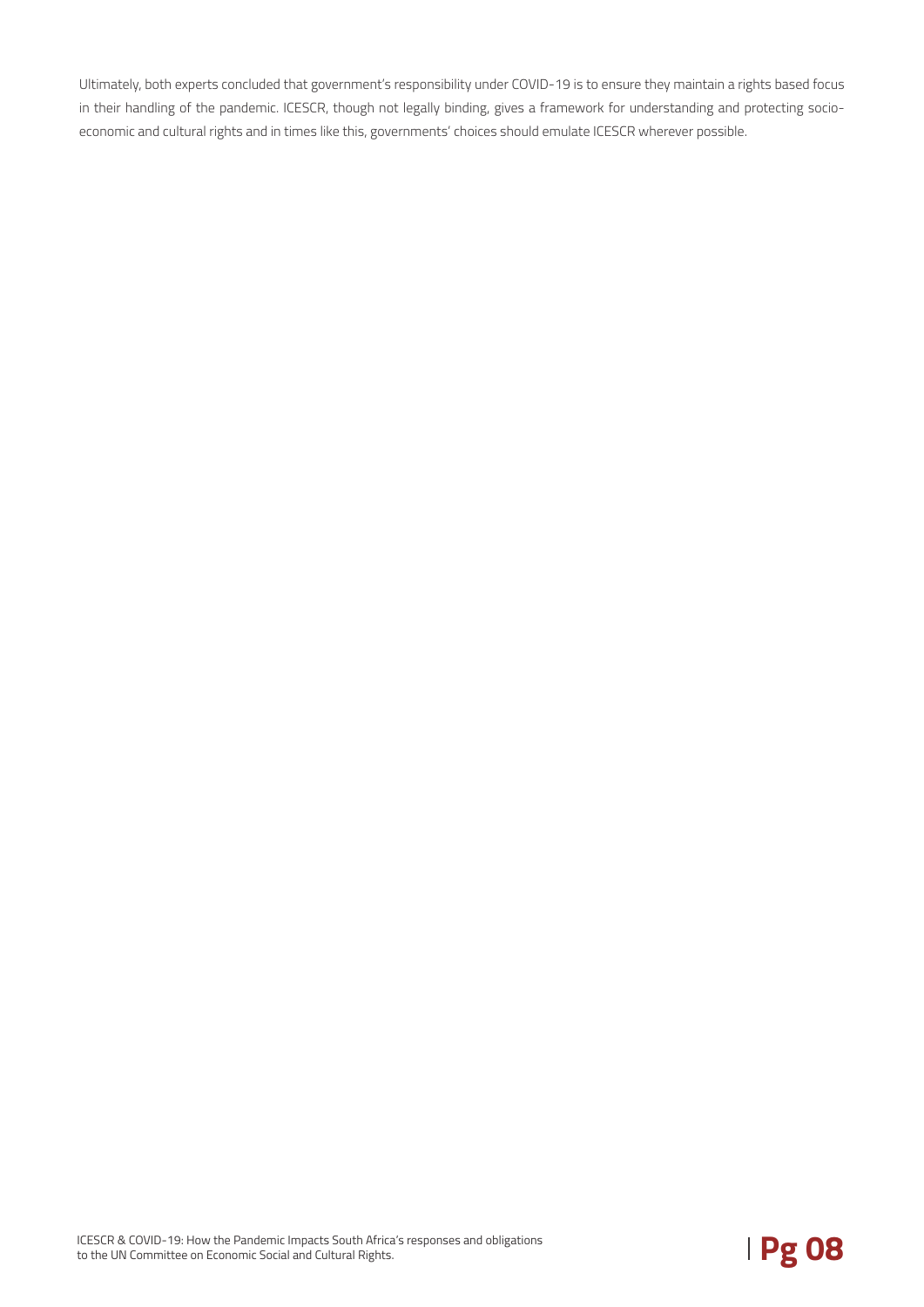Ultimately, both experts concluded that government's responsibility under COVID-19 is to ensure they maintain a rights based focus in their handling of the pandemic. ICESCR, though not legally binding, gives a framework for understanding and protecting socio-economic and cultural rights and in times like this, governments' choices should emulate ICESCR wherever possible.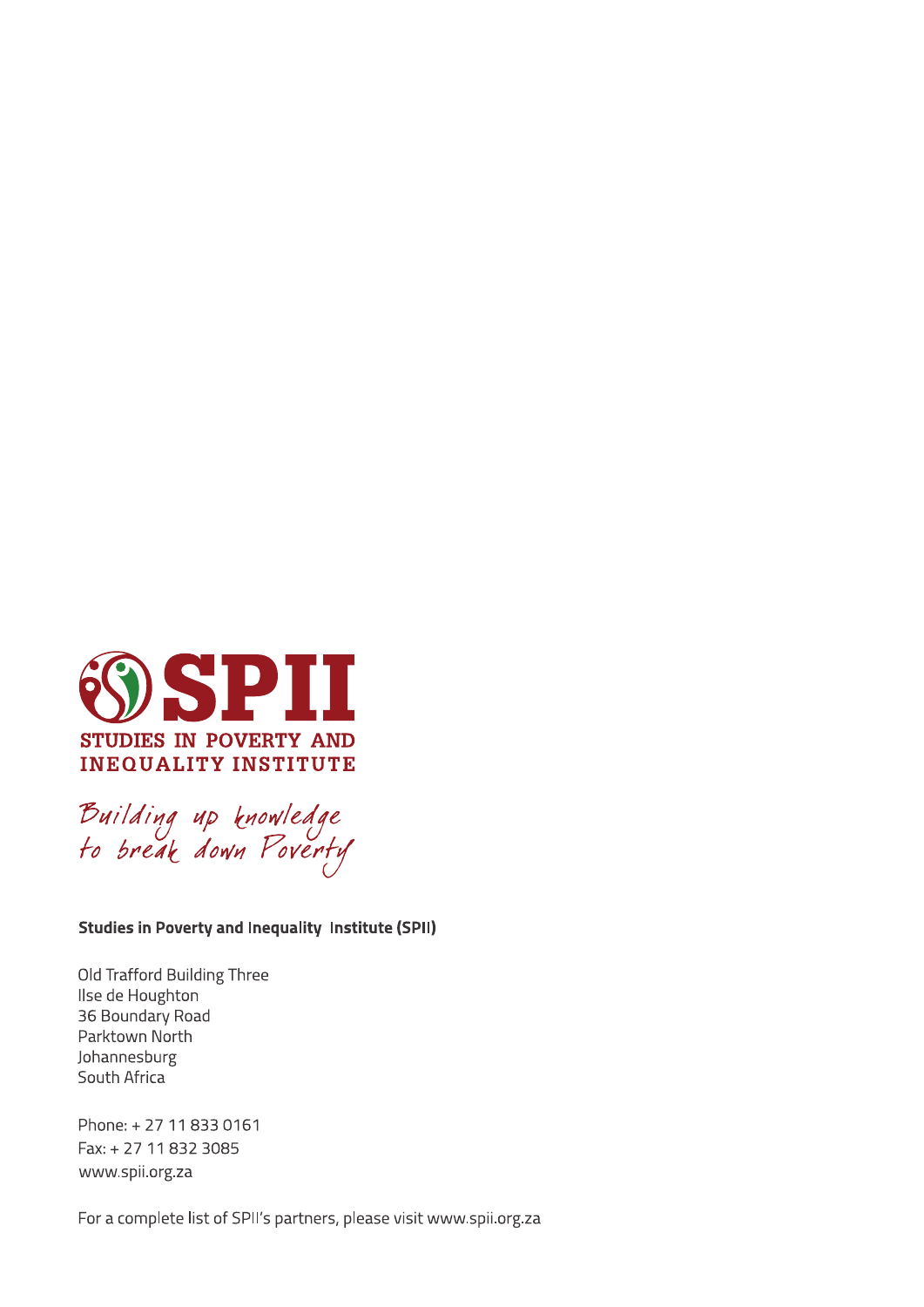SPII

STUDIES IN POVERTY AND INEQUALITY INSTITUTE

*Building up knowledge to break down Poverty*

**Studies in Poverty and Inequality Institute (SPII)**

Old Trafford Building Three  
Ilse de Houghton  
36 Boundary Road  
Parktown North  
Johannesburg  
South Africa

Phone: + 27 11 833 0161  
Fax: + 27 11 832 3085  
www.spii.org.za

For a complete list of SPII's partners, please visit www.spii.org.za